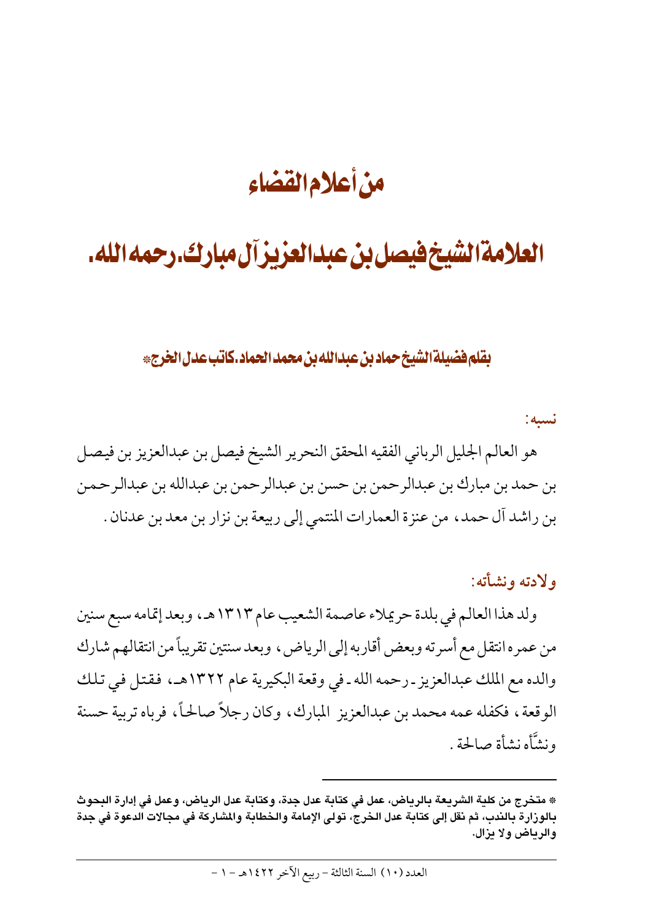# من أعلام القضاء

## العلامة الشيخ فيصل بن عبدالعزيز آل مبارك. رحمه الله.

**بقلم فضيلة الشيخ حماد بن عبدالله بن محمد الحماد. كاتب عدل الخرج***

### نسبه:

هو العالم الجليل الرباني الفقيه المحقق النحرير الشيخ فيصل بن عبدالعزيز بن فيصل بن حمد بن مبارك بن عبدالرحمن بن حسن بن عبدالرحمن بن عبدالله بن عبدالرحمن بن راشد آل حمد، من عنزة العمارات المنتمي إلى ربيعة بن نزار بن معد بن عدنان.

### ولادته ونشأته:

ولد هذا العالم في بلدة حريملاء عاصمة الشعيب عام ١٣١٣هـ، وبعد إتمامه سبع سنين من عمره انتقل مع أسرته وبعض أقاربه إلى الرياض، وبعد سنتين تقريباً من انتقالهم شارك والده مع الملك عبدالعزيز ـ رحمه الله ـ في وقعة البكيرية عام ١٣٢٢هـ، فقتل في تلك الوقعة، فكفله عمه محمد بن عبدالعزيز المبارك، وكان رجلاً صالحاً، فرباه تربية حسنة ونشَّأه نشأة صالحة.

---

* متخرج من كلية الشريعة بالرياض، عمل في كتابة عدل جدة، وكتابة عدل الرياض، وعمل في إدارة البحوث بالوزارة بالندب، ثم نقل إلى كتابة عدل الخرج، تولى الإمامة والخطابة والمشاركة في مجالات الدعوة في جدة والرياض ولا يزال.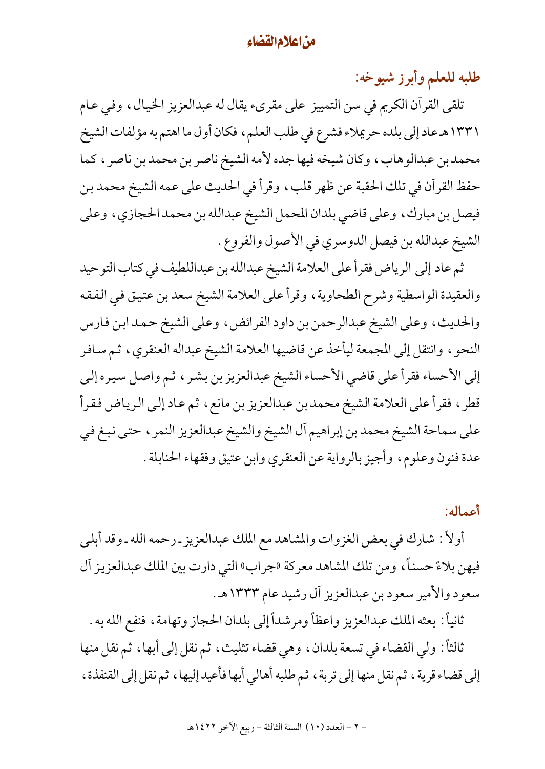## طلبه للعلم وأبرز شيوخه:

تلقى القرآن الكريم في سن التمييز على مقرىء يقال له عبدالعزيز الخيال، وفي عام ١٣٣١هـ عاد إلى بلده حريملاء فشرع في طلب العلم، فكان أول ما اهتم به مؤلفات الشيخ محمد بن عبدالوهاب، وكان شيخه فيها جده لأمه الشيخ ناصر بن محمد بن ناصر، كما حفظ القرآن في تلك الحقبة عن ظهر قلب، وقرأ في الحديث على عمه الشيخ محمد بن فيصل بن مبارك، وعلى قاضي بلدان المحمل الشيخ عبدالله بن محمد الحجازي، وعلى الشيخ عبدالله بن فيصل الدوسري في الأصول والفروع.

ثم عاد إلى الرياض فقرأ على العلامة الشيخ عبدالله بن عبداللطيف في كتاب التوحيد والعقيدة الواسطية وشرح الطحاوية، وقرأ على العلامة الشيخ سعد بن عتيق في الفقه والحديث، وعلى الشيخ عبدالرحمن بن داود الفرائض، وعلى الشيخ حمد ابن فارس النحو، وانتقل إلى المجمعة ليأخذ عن قاضيها العلامة الشيخ عبداله العنقري، ثم سافر إلى الأحساء فقرأ على قاضي الأحساء الشيخ عبدالعزيز بن بشر، ثم واصل سيره إلى قطر، فقرأ على العلامة الشيخ محمد بن عبدالعزيز بن مانع، ثم عاد إلى الرياض فقرأ على سماحة الشيخ محمد بن إبراهيم آل الشيخ والشيخ عبدالعزيز النمر، حتى نبغ في عدة فنون وعلوم، وأجيز بالرواية عن العنقري وابن عتيق وفقهاء الحنابلة.

## أعماله:

أولاً: شارك في بعض الغزوات والمشاهد مع الملك عبدالعزيز ـ رحمه الله ـ وقد أبلى فيهن بلاءً حسناً، ومن تلك المشاهد معركة «جراب» التي دارت بين الملك عبدالعزيز آل سعود والأمير سعود بن عبدالعزيز آل رشيد عام ١٣٣٣هـ.

ثانياً: بعثه الملك عبدالعزيز واعظاً ومرشداً إلى بلدان الحجاز وتهامة، فنفع الله به.

ثالثاً: ولي القضاء في تسعة بلدان، وهي قضاء تثليث، ثم نقل إلى أبها، ثم نقل منها إلى قضاء قرية، ثم نقل منها إلى تربة، ثم طلبه أهالي أبها فأعيد إليها، ثم نقل إلى القنفذة،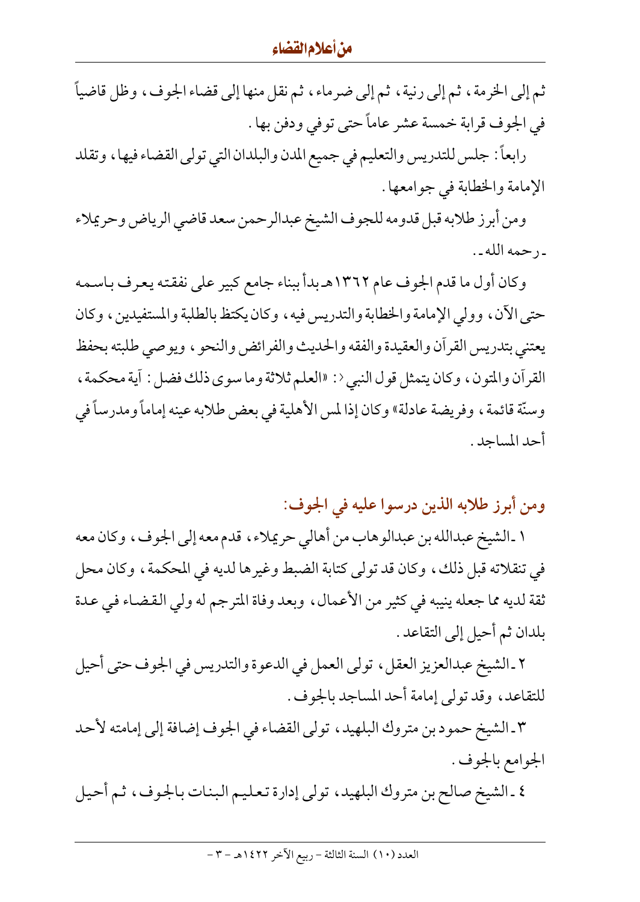ثم إلى الخرمة، ثم إلى رنية، ثم إلى ضرماء، ثم نقل منها إلى قضاء الجوف، وظل قاضياً في الجوف قرابة خمسة عشر عاماً حتى توفي ودفن بها.

رابعاً: جلس للتدريس والتعليم في جميع المدن والبلدان التي تولى القضاء فيها، وتقلد الإمامة والخطابة في جوامعها.

ومن أبرز طلابه قبل قدومه للجوف الشيخ عبدالرحمن سعد قاضي الرياض وحريملاء ـ رحمه الله ـ.

وكان أول ما قدم الجوف عام ١٣٦٢هـ بدأ ببناء جامع كبير على نفقته يعرف باسمه حتى الآن، وولي الإمامة والخطابة والتدريس فيه، وكان يكتظ بالطلبة والمستفيدين، وكان يعتني بتدريس القرآن والعقيدة والفقه والحديث والفرائض والنحو، ويوصي طلبته بحفظ القرآن والمتون، وكان يتمثل قول النبي ﷺ: «العلم ثلاثة وما سوى ذلك فضل: آية محكمة، وسنّة قائمة، وفريضة عادلة» وكان إذا لمس الأهلية في بعض طلابه عينه إماماً ومدرساً في أحد المساجد.

## ومن أبرز طلابه الذين درسوا عليه في الجوف:

١ ـ الشيخ عبدالله بن عبدالوهاب من أهالي حريملاء، قدم معه إلى الجوف، وكان معه في تنقلاته قبل ذلك، وكان قد تولى كتابة الضبط وغيرها لديه في المحكمة، وكان محل ثقة لديه مما جعله ينيبه في كثير من الأعمال، وبعد وفاة المترجم له ولي القضاء في عدة بلدان ثم أحيل إلى التقاعد.

٢ ـ الشيخ عبدالعزيز العقل، تولى العمل في الدعوة والتدريس في الجوف حتى أحيل للتقاعد، وقد تولى إمامة أحد المساجد بالجوف.

٣ ـ الشيخ حمود بن متروك البلهيد، تولى القضاء في الجوف إضافة إلى إمامته لأحد الجوامع بالجوف.

٤ ـ الشيخ صالح بن متروك البلهيد، تولى إدارة تعليم البنات بالجوف، ثم أحيل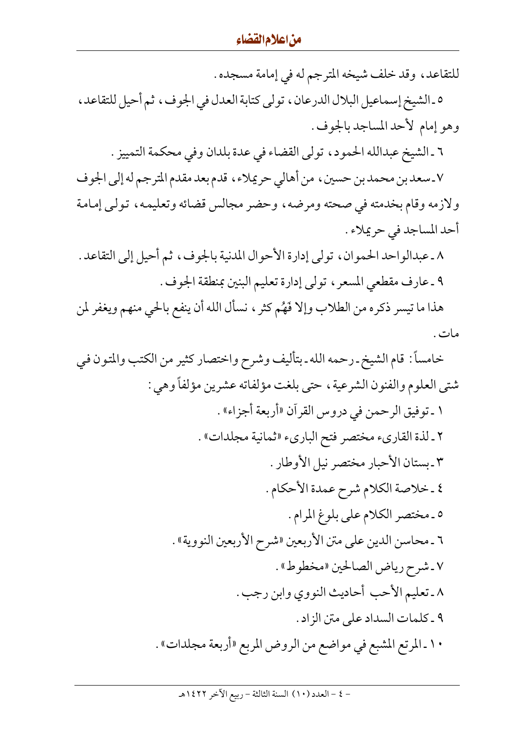للتقاعد، وقد خلف شيخه المترجم له في إمامة مسجده.

٥ ـ الشيخ إسماعيل البلال الدرعان، تولى كتابة العدل في الجوف، ثم أحيل للتقاعد، وهو إمام لأحد المساجد بالجوف.

٦ ـ الشيخ عبدالله الحمود، تولى القضاء في عدة بلدان وفي محكمة التمييز.

٧ ـ سعد بن محمد بن حسين، من أهالي حريملاء، قدم بعد مقدم المترجم له إلى الجوف ولازمه وقام بخدمته في صحته ومرضه، وحضر مجالس قضائه وتعليمه، تولى إمامة أحد المساجد في حريملاء.

٨ ـ عبدالواحد الحموان، تولى إدارة الأحوال المدنية بالجوف، ثم أحيل إلى التقاعد.

٩ ـ عارف مقطعي المسعر، تولى إدارة تعليم البنين بمنطقة الجوف.

هذا ما تيسر ذكره من الطلاب وإلا فَهُم كثر، نسأل الله أن ينفع بالحي منهم ويغفر لمن مات.

خامساً: قام الشيخ ـ رحمه الله ـ بتأليف وشرح واختصار كثير من الكتب والمتون في شتى العلوم والفنون الشرعية، حتى بلغت مؤلفاته عشرين مؤلفاً وهي:

١ ـ توفيق الرحمن في دروس القرآن «أربعة أجزاء».

٢ ـ لذة القارىء مختصر فتح الباريء «ثمانية مجلدات».

٣ ـ بستان الأحبار مختصر نيل الأوطار.

٤ ـ خلاصة الكلام شرح عمدة الأحكام.

٥ ـ مختصر الكلام على بلوغ المرام.

٦ ـ محاسن الدين على متن الأربعين «شرح الأربعين النووية».

٧ ـ شرح رياض الصالحين «مخطوط».

٨ ـ تعليم الأحب أحاديث النووي وابن رجب.

٩ ـ كلمات السداد على متن الزاد.

١٠ ـ المرتع المشبع في مواضع من الروض المربع «أربعة مجلدات».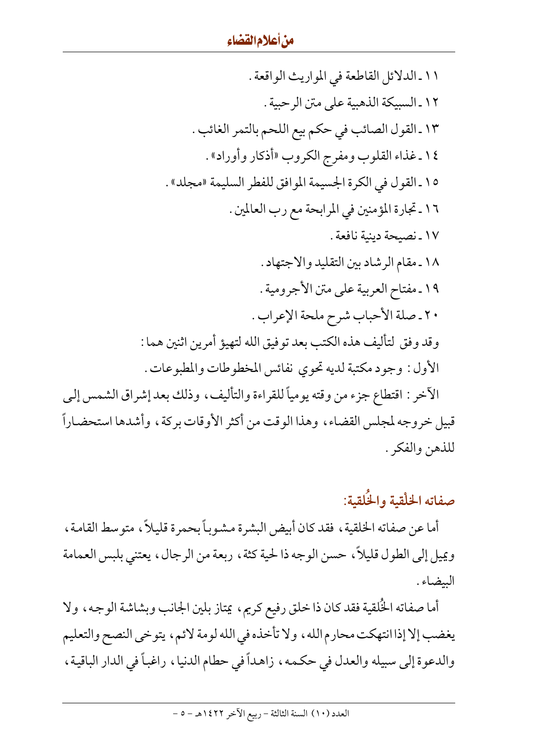١١ ـ الدلائل القاطعة في المواريث الواقعة .

١٢ ـ السبيكة الذهبية على متن الرحبية .

١٣ ـ القول الصائب في حكم بيع اللحم بالتمر الغائب .

١٤ ـ غذاء القلوب ومفرج الكروب «أذكار وأوراد» .

١٥ ـ القول في الكرة الجسيمة الموافق للفطر السليمة «مجلد» .

١٦ ـ تجارة المؤمنين في المرابحة مع رب العالمين .

١٧ ـ نصيحة دينية نافعة .

١٨ ـ مقام الرشاد بين التقليد والاجتهاد .

١٩ ـ مفتاح العربية على متن الأجرومية .

٢٠ ـ صلة الأحباب شرح ملحة الإعراب .

وقد وفق لتأليف هذه الكتب بعد توفيق الله لتهيؤ أمرين اثنين هما :

الأول : وجود مكتبة لديه تحوي نفائس المخطوطات والمطبوعات .

الآخر : اقتطاع جزء من وقته يومياً للقراءة والتأليف ، وذلك بعد إشراق الشمس إلى قبيل خروجه لمجلس القضاء ، وهذا الوقت من أكثر الأوقات بركة ، وأشدها استحضاراً للذهن والفكر .

## صفاته الخَلْقية والخُلُقية:

أما عن صفاته الخلقية ، فقد كان أبيض البشرة مشوباً بحمرة قليلاً ، متوسط القامة ، ويميل إلى الطول قليلاً ، حسن الوجه ذا لحية كثة ، ربعة من الرجال ، يعتني بلبس العمامة البيضاء .

أما صفاته الخُلقية فقد كان ذا خلق رفيع كريم ، يمتاز بلين الجانب وبشاشة الوجه ، ولا يغضب إلا إذا انتهكت محارم الله ، ولا تأخذه في الله لومة لائم ، يتوخى النصح والتعليم والدعوة إلى سبيله والعدل في حكمه ، زاهداً في حطام الدنيا ، راغباً في الدار الباقية ،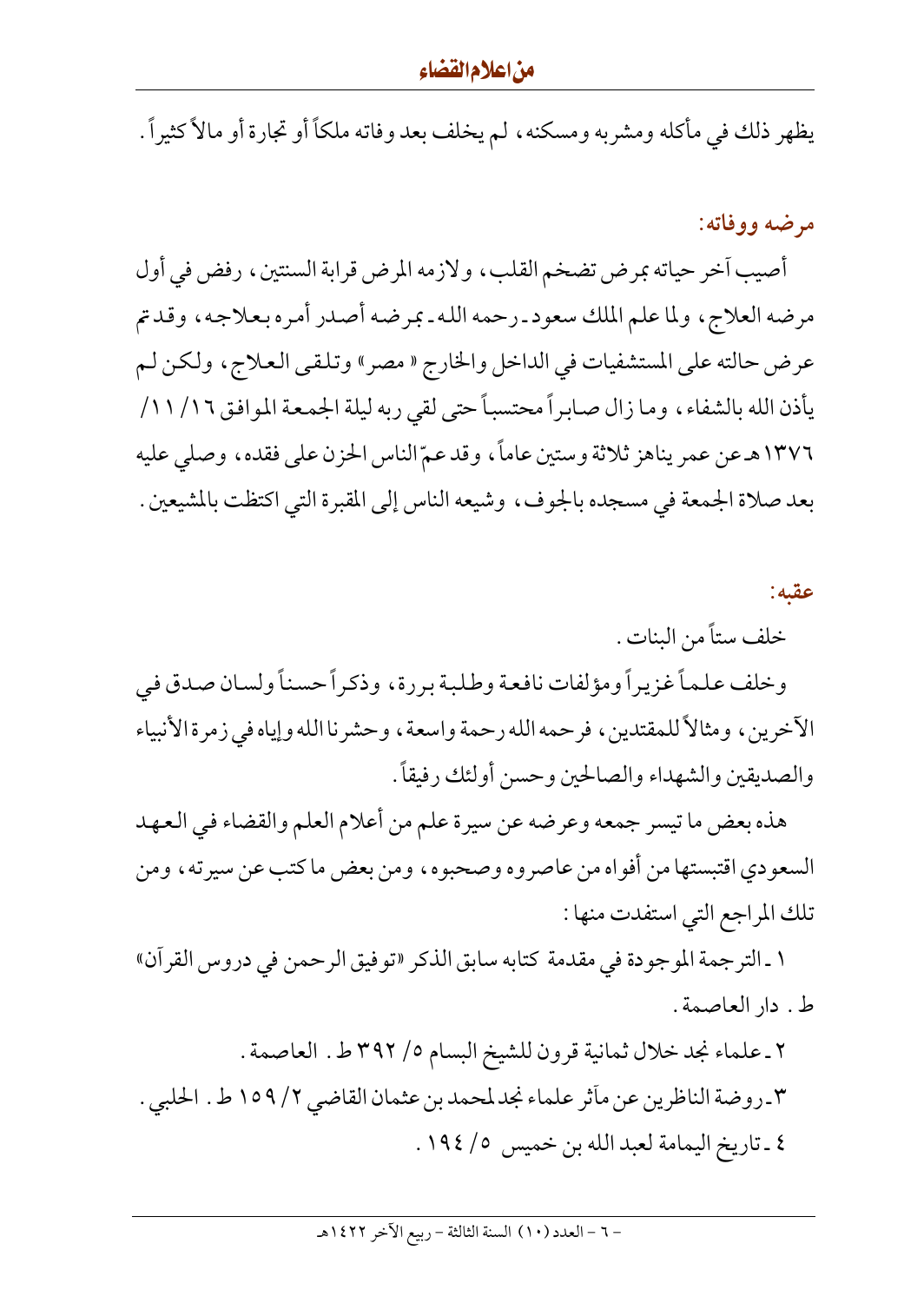يظهر ذلك في مأكله ومشربه ومسكنه، لم يخلف بعد وفاته ملكاً أو تجارة أو مالاً كثيراً.

## مرضه ووفاته:

أصيب آخر حياته بمرض تضخم القلب، ولازمه المرض قرابة السنتين، رفض في أول مرضه العلاج، ولما علم الملك سعود ـ رحمه الله ـ بمرضه أصدر أمره بعلاجه، وقد تم عرض حالته على المستشفيات في الداخل والخارج «مصر» وتلقى العلاج، ولكن لم يأذن الله بالشفاء، وما زال صابراً محتسباً حتى لقي ربه ليلة الجمعة الموافق ١٦/ ١١/ ١٣٧٦هـ عن عمر يناهز ثلاثة وستين عاماً، وقد عمّ الناس الحزن على فقده، وصلي عليه بعد صلاة الجمعة في مسجده بالجوف، وشيعه الناس إلى المقبرة التي اكتظت بالمشيعين.

## عقبه:

خلف ستاً من البنات.

وخلف علماً غزيراً ومؤلفات نافعة وطلبة بررة، وذكراً حسناً ولسان صدق في الآخرين، ومثالاً للمقتدين، فرحمه الله رحمة واسعة، وحشرنا الله وإياه في زمرة الأنبياء والصديقين والشهداء والصالحين وحسن أولئك رفيقاً.

هذه بعض ما تيسر جمعه وعرضه عن سيرة علم من أعلام العلم والقضاء في العهد السعودي اقتبستها من أفواه من عاصروه وصحبوه، ومن بعض ما كتب عن سيرته، ومن تلك المراجع التي استفدت منها:

١ ـ الترجمة الموجودة في مقدمة كتابه سابق الذكر «توفيق الرحمن في دروس القرآن» ط. دار العاصمة.

٢ ـ علماء نجد خلال ثمانية قرون للشيخ البسام ٥/ ٣٩٢ ط. العاصمة.

٣ـ روضة الناظرين عن مآثر علماء نجد لمحمد بن عثمان القاضي ٢/ ١٥٩ ط. الحلبي.

٤ ـ تاريخ اليمامة لعبد الله بن خميس ٥/ ١٩٤.